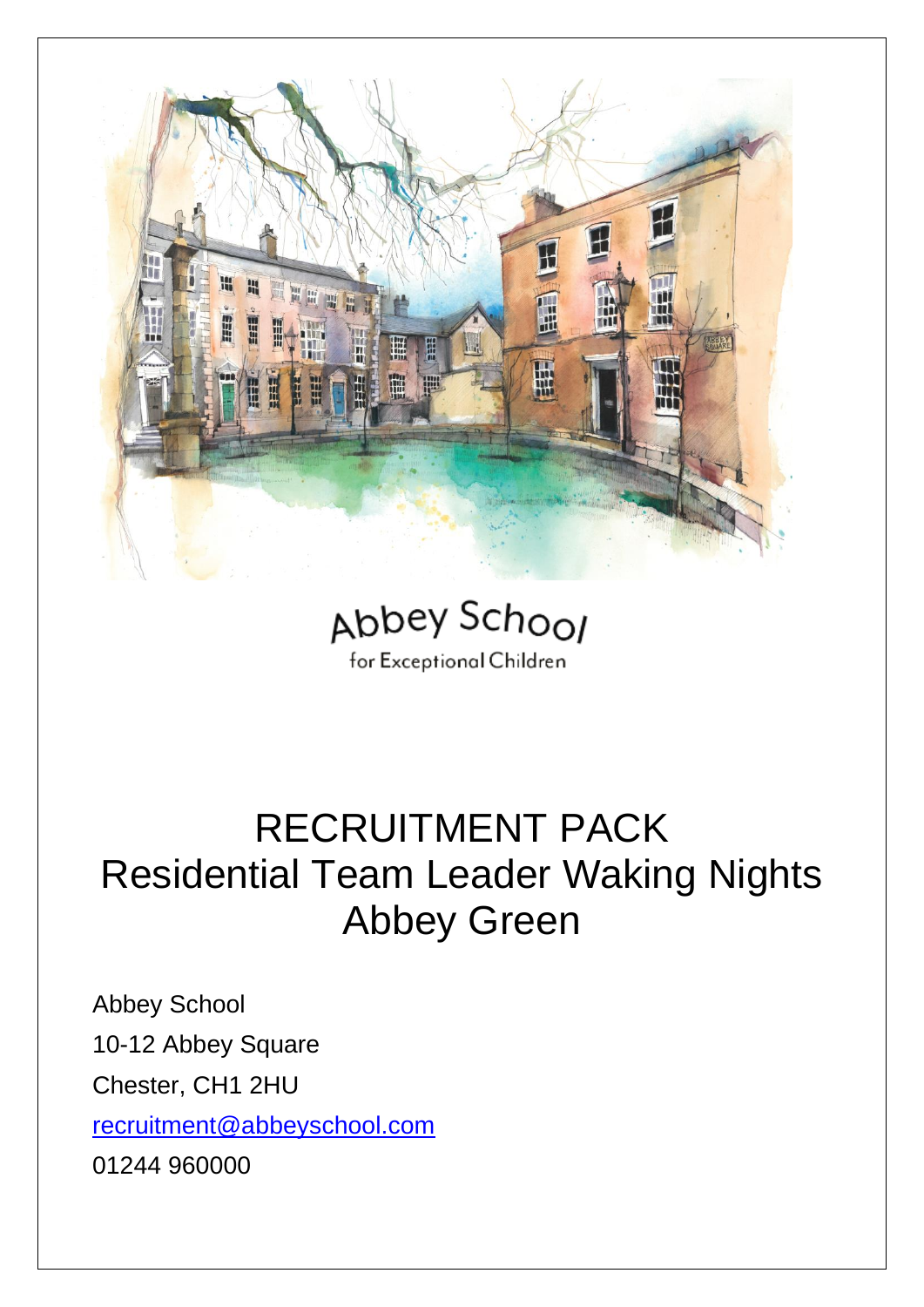Abbey School

for Exceptional Children

# RECRUITMENT PACK
# Residential Team Leader Waking Nights
# Abbey Green

Abbey School

10-12 Abbey Square

Chester, CH1 2HU

[recruitment@abbeyschool.com](mailto:recruitment@abbeyschool.com)

01244 960000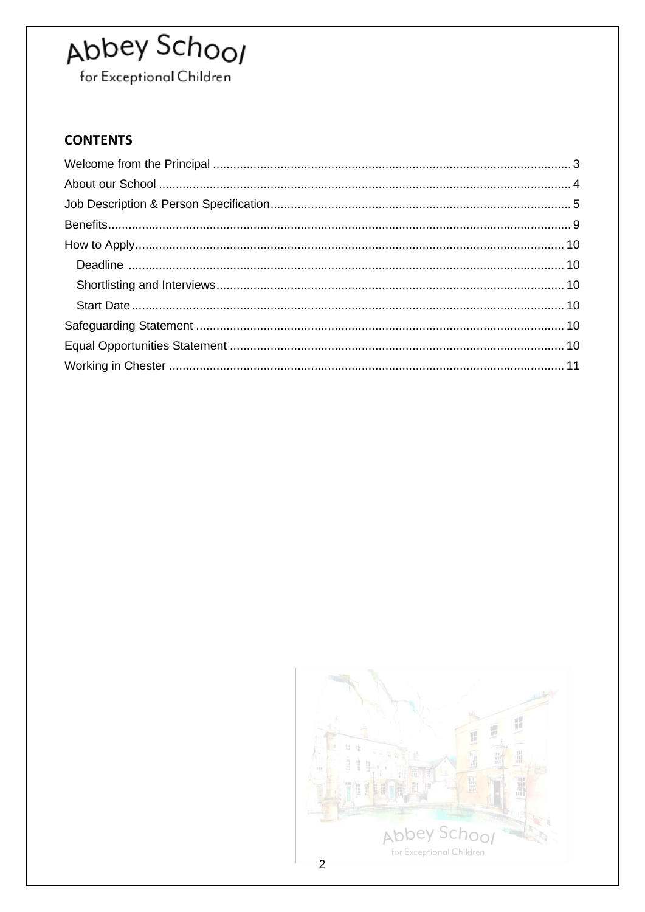Abbey School
for Exceptional Children

## CONTENTS

Welcome from the Principal ........................................................................ 3
About our School ........................................................................................ 4
Job Description & Person Specification ..................................................... 5
Benefits ...................................................................................................... 9
How to Apply ............................................................................................. 10
  Deadline ................................................................................................. 10
  Shortlisting and Interviews ...................................................................... 10
  Start Date ............................................................................................... 10
Safeguarding Statement ............................................................................ 10
Equal Opportunities Statement .................................................................. 10
Working in Chester .................................................................................... 11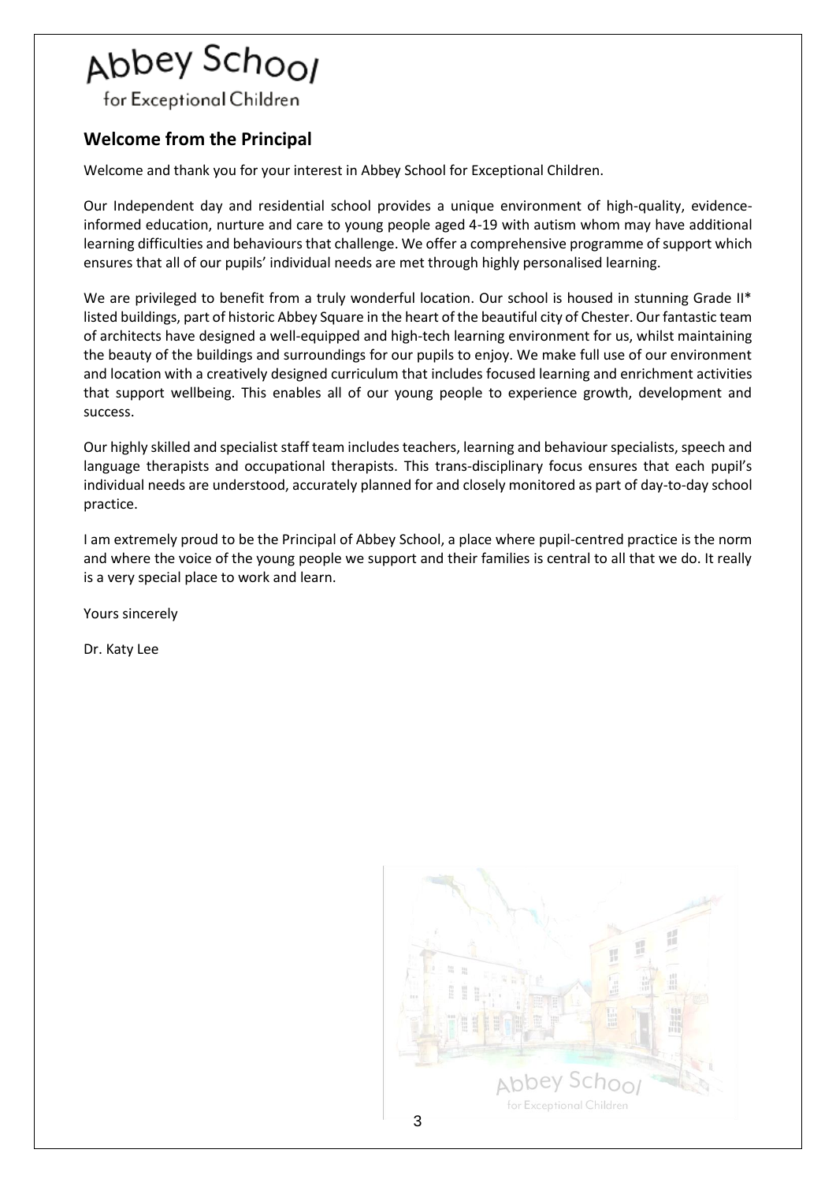Abbey School
for Exceptional Children

## Welcome from the Principal

Welcome and thank you for your interest in Abbey School for Exceptional Children.

Our Independent day and residential school provides a unique environment of high-quality, evidence-informed education, nurture and care to young people aged 4-19 with autism whom may have additional learning difficulties and behaviours that challenge. We offer a comprehensive programme of support which ensures that all of our pupils' individual needs are met through highly personalised learning.

We are privileged to benefit from a truly wonderful location. Our school is housed in stunning Grade II* listed buildings, part of historic Abbey Square in the heart of the beautiful city of Chester. Our fantastic team of architects have designed a well-equipped and high-tech learning environment for us, whilst maintaining the beauty of the buildings and surroundings for our pupils to enjoy. We make full use of our environment and location with a creatively designed curriculum that includes focused learning and enrichment activities that support wellbeing. This enables all of our young people to experience growth, development and success.

Our highly skilled and specialist staff team includes teachers, learning and behaviour specialists, speech and language therapists and occupational therapists. This trans-disciplinary focus ensures that each pupil's individual needs are understood, accurately planned for and closely monitored as part of day-to-day school practice.

I am extremely proud to be the Principal of Abbey School, a place where pupil-centred practice is the norm and where the voice of the young people we support and their families is central to all that we do. It really is a very special place to work and learn.

Yours sincerely

Dr. Katy Lee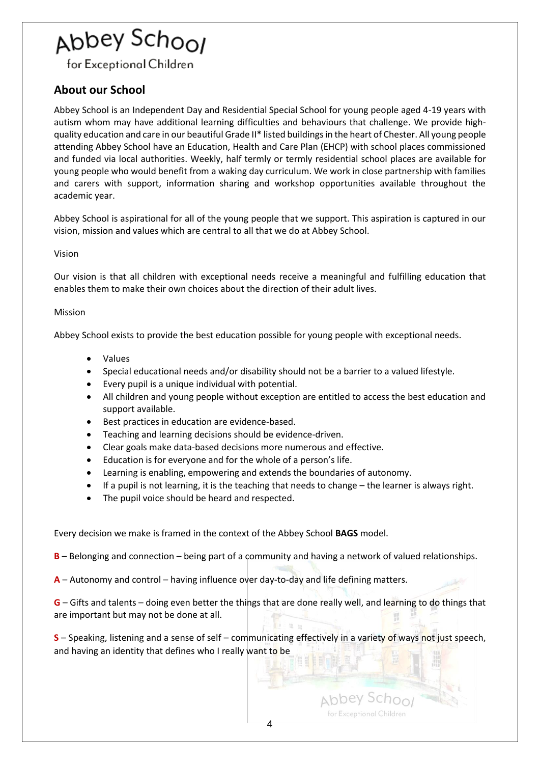Abbey School

for Exceptional Children

## About our School

Abbey School is an Independent Day and Residential Special School for young people aged 4-19 years with autism whom may have additional learning difficulties and behaviours that challenge. We provide high-quality education and care in our beautiful Grade II* listed buildings in the heart of Chester. All young people attending Abbey School have an Education, Health and Care Plan (EHCP) with school places commissioned and funded via local authorities. Weekly, half termly or termly residential school places are available for young people who would benefit from a waking day curriculum. We work in close partnership with families and carers with support, information sharing and workshop opportunities available throughout the academic year.

Abbey School is aspirational for all of the young people that we support. This aspiration is captured in our vision, mission and values which are central to all that we do at Abbey School.

Vision

Our vision is that all children with exceptional needs receive a meaningful and fulfilling education that enables them to make their own choices about the direction of their adult lives.

Mission

Abbey School exists to provide the best education possible for young people with exceptional needs.

- Values
- Special educational needs and/or disability should not be a barrier to a valued lifestyle.
- Every pupil is a unique individual with potential.
- All children and young people without exception are entitled to access the best education and support available.
- Best practices in education are evidence-based.
- Teaching and learning decisions should be evidence-driven.
- Clear goals make data-based decisions more numerous and effective.
- Education is for everyone and for the whole of a person's life.
- Learning is enabling, empowering and extends the boundaries of autonomy.
- If a pupil is not learning, it is the teaching that needs to change – the learner is always right.
- The pupil voice should be heard and respected.

Every decision we make is framed in the context of the Abbey School **BAGS** model.

**B** – Belonging and connection – being part of a community and having a network of valued relationships.

**A** – Autonomy and control – having influence over day-to-day and life defining matters.

**G** – Gifts and talents – doing even better the things that are done really well, and learning to do things that are important but may not be done at all.

**S** – Speaking, listening and a sense of self – communicating effectively in a variety of ways not just speech, and having an identity that defines who I really want to be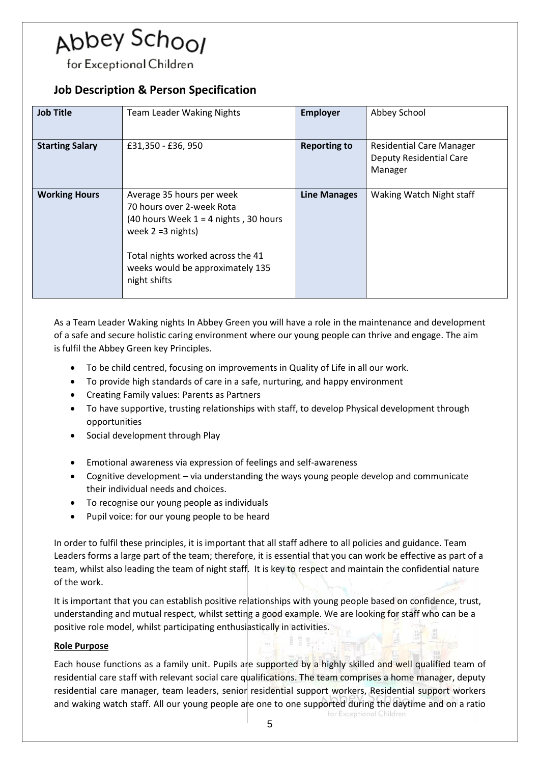Abbey School

for Exceptional Children

## Job Description & Person Specification

| **Job Title** | Team Leader Waking Nights | **Employer** | Abbey School |
|---|---|---|---|
| **Starting Salary** | £31,350 - £36, 950 | **Reporting to** | Residential Care Manager<br>Deputy Residential Care Manager |
| **Working Hours** | Average 35 hours per week<br>70 hours over 2-week Rota<br>(40 hours Week 1 = 4 nights , 30 hours week 2 =3 nights)<br><br>Total nights worked across the 41 weeks would be approximately 135 night shifts | **Line Manages** | Waking Watch Night staff |

As a Team Leader Waking nights In Abbey Green you will have a role in the maintenance and development of a safe and secure holistic caring environment where our young people can thrive and engage. The aim is fulfil the Abbey Green key Principles.

- To be child centred, focusing on improvements in Quality of Life in all our work.
- To provide high standards of care in a safe, nurturing, and happy environment
- Creating Family values: Parents as Partners
- To have supportive, trusting relationships with staff, to develop Physical development through opportunities
- Social development through Play
- Emotional awareness via expression of feelings and self-awareness
- Cognitive development – via understanding the ways young people develop and communicate their individual needs and choices.
- To recognise our young people as individuals
- Pupil voice: for our young people to be heard

In order to fulfil these principles, it is important that all staff adhere to all policies and guidance. Team Leaders forms a large part of the team; therefore, it is essential that you can work be effective as part of a team, whilst also leading the team of night staff. It is key to respect and maintain the confidential nature of the work.

It is important that you can establish positive relationships with young people based on confidence, trust, understanding and mutual respect, whilst setting a good example. We are looking for staff who can be a positive role model, whilst participating enthusiastically in activities.

**Role Purpose**

Each house functions as a family unit. Pupils are supported by a highly skilled and well qualified team of residential care staff with relevant social care qualifications. The team comprises a home manager, deputy residential care manager, team leaders, senior residential support workers, Residential support workers and waking watch staff. All our young people are one to one supported during the daytime and on a ratio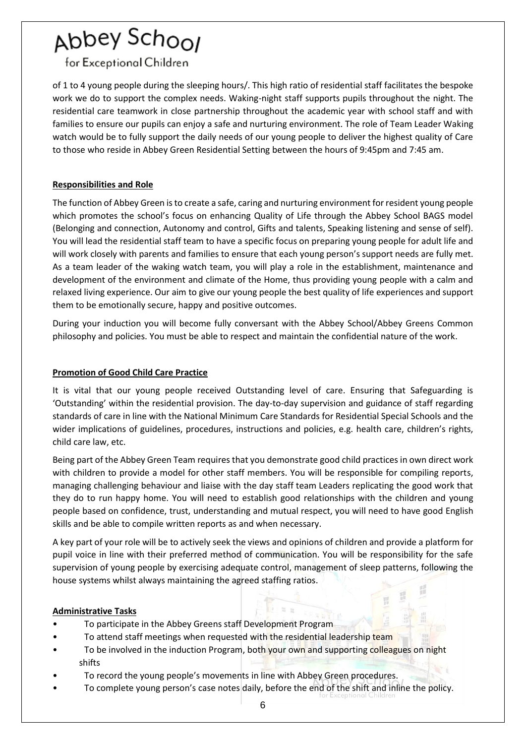of 1 to 4 young people during the sleeping hours/. This high ratio of residential staff facilitates the bespoke work we do to support the complex needs. Waking-night staff supports pupils throughout the night. The residential care teamwork in close partnership throughout the academic year with school staff and with families to ensure our pupils can enjoy a safe and nurturing environment. The role of Team Leader Waking watch would be to fully support the daily needs of our young people to deliver the highest quality of Care to those who reside in Abbey Green Residential Setting between the hours of 9:45pm and 7:45 am.

**Responsibilities and Role**

The function of Abbey Green is to create a safe, caring and nurturing environment for resident young people which promotes the school's focus on enhancing Quality of Life through the Abbey School BAGS model (Belonging and connection, Autonomy and control, Gifts and talents, Speaking listening and sense of self). You will lead the residential staff team to have a specific focus on preparing young people for adult life and will work closely with parents and families to ensure that each young person's support needs are fully met. As a team leader of the waking watch team, you will play a role in the establishment, maintenance and development of the environment and climate of the Home, thus providing young people with a calm and relaxed living experience. Our aim to give our young people the best quality of life experiences and support them to be emotionally secure, happy and positive outcomes.

During your induction you will become fully conversant with the Abbey School/Abbey Greens Common philosophy and policies. You must be able to respect and maintain the confidential nature of the work.

**Promotion of Good Child Care Practice**

It is vital that our young people received Outstanding level of care. Ensuring that Safeguarding is 'Outstanding' within the residential provision. The day-to-day supervision and guidance of staff regarding standards of care in line with the National Minimum Care Standards for Residential Special Schools and the wider implications of guidelines, procedures, instructions and policies, e.g. health care, children's rights, child care law, etc.

Being part of the Abbey Green Team requires that you demonstrate good child practices in own direct work with children to provide a model for other staff members. You will be responsible for compiling reports, managing challenging behaviour and liaise with the day staff team Leaders replicating the good work that they do to run happy home. You will need to establish good relationships with the children and young people based on confidence, trust, understanding and mutual respect, you will need to have good English skills and be able to compile written reports as and when necessary.

A key part of your role will be to actively seek the views and opinions of children and provide a platform for pupil voice in line with their preferred method of communication. You will be responsibility for the safe supervision of young people by exercising adequate control, management of sleep patterns, following the house systems whilst always maintaining the agreed staffing ratios.

**Administrative Tasks**

- To participate in the Abbey Greens staff Development Program
- To attend staff meetings when requested with the residential leadership team
- To be involved in the induction Program, both your own and supporting colleagues on night shifts
- To record the young people's movements in line with Abbey Green procedures.
- To complete young person's case notes daily, before the end of the shift and inline the policy.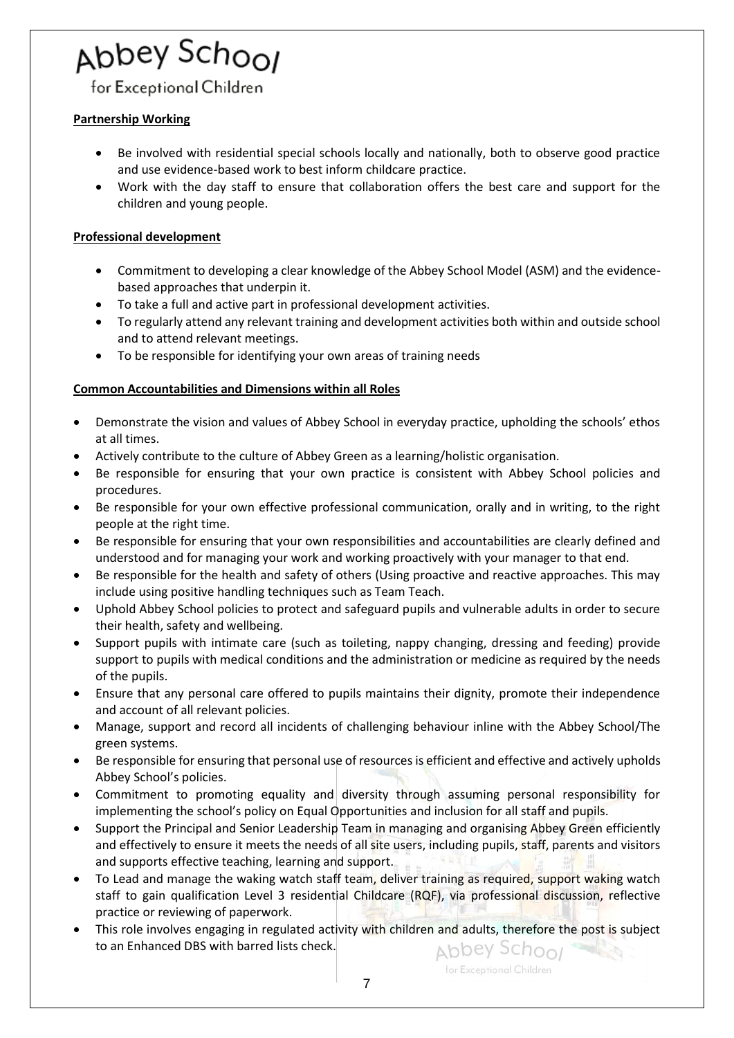**Partnership Working**

- Be involved with residential special schools locally and nationally, both to observe good practice and use evidence-based work to best inform childcare practice.
- Work with the day staff to ensure that collaboration offers the best care and support for the children and young people.

**Professional development**

- Commitment to developing a clear knowledge of the Abbey School Model (ASM) and the evidence-based approaches that underpin it.
- To take a full and active part in professional development activities.
- To regularly attend any relevant training and development activities both within and outside school and to attend relevant meetings.
- To be responsible for identifying your own areas of training needs

**Common Accountabilities and Dimensions within all Roles**

- Demonstrate the vision and values of Abbey School in everyday practice, upholding the schools' ethos at all times.
- Actively contribute to the culture of Abbey Green as a learning/holistic organisation.
- Be responsible for ensuring that your own practice is consistent with Abbey School policies and procedures.
- Be responsible for your own effective professional communication, orally and in writing, to the right people at the right time.
- Be responsible for ensuring that your own responsibilities and accountabilities are clearly defined and understood and for managing your work and working proactively with your manager to that end.
- Be responsible for the health and safety of others (Using proactive and reactive approaches. This may include using positive handling techniques such as Team Teach.
- Uphold Abbey School policies to protect and safeguard pupils and vulnerable adults in order to secure their health, safety and wellbeing.
- Support pupils with intimate care (such as toileting, nappy changing, dressing and feeding) provide support to pupils with medical conditions and the administration or medicine as required by the needs of the pupils.
- Ensure that any personal care offered to pupils maintains their dignity, promote their independence and account of all relevant policies.
- Manage, support and record all incidents of challenging behaviour inline with the Abbey School/The green systems.
- Be responsible for ensuring that personal use of resources is efficient and effective and actively upholds Abbey School's policies.
- Commitment to promoting equality and diversity through assuming personal responsibility for implementing the school's policy on Equal Opportunities and inclusion for all staff and pupils.
- Support the Principal and Senior Leadership Team in managing and organising Abbey Green efficiently and effectively to ensure it meets the needs of all site users, including pupils, staff, parents and visitors and supports effective teaching, learning and support.
- To Lead and manage the waking watch staff team, deliver training as required, support waking watch staff to gain qualification Level 3 residential Childcare (RQF), via professional discussion, reflective practice or reviewing of paperwork.
- This role involves engaging in regulated activity with children and adults, therefore the post is subject to an Enhanced DBS with barred lists check.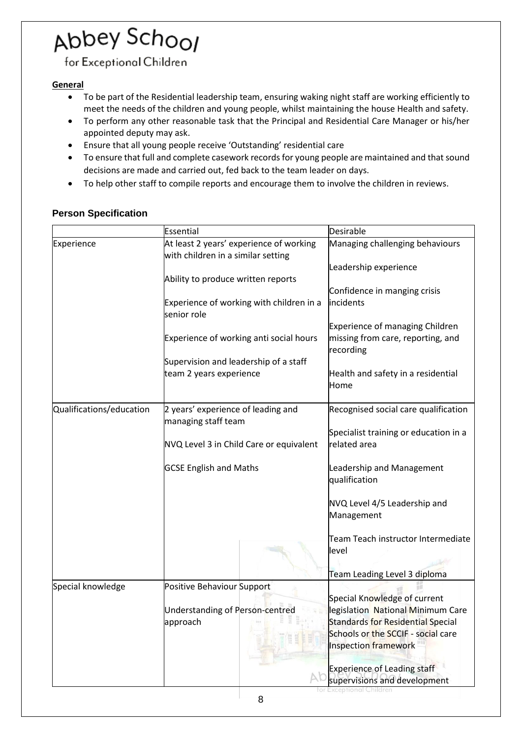**General**

- To be part of the Residential leadership team, ensuring waking night staff are working efficiently to meet the needs of the children and young people, whilst maintaining the house Health and safety.
- To perform any other reasonable task that the Principal and Residential Care Manager or his/her appointed deputy may ask.
- Ensure that all young people receive 'Outstanding' residential care
- To ensure that full and complete casework records for young people are maintained and that sound decisions are made and carried out, fed back to the team leader on days.
- To help other staff to compile reports and encourage them to involve the children in reviews.

## Person Specification

| | Essential | Desirable |
|---|---|---|
| Experience | At least 2 years' experience of working with children in a similar setting<br><br>Ability to produce written reports<br><br>Experience of working with children in a senior role<br><br>Experience of working anti social hours<br><br>Supervision and leadership of a staff team 2 years experience | Managing challenging behaviours<br><br>Leadership experience<br><br>Confidence in manging crisis incidents<br><br>Experience of managing Children missing from care, reporting, and recording<br><br>Health and safety in a residential Home |
| Qualifications/education | 2 years' experience of leading and managing staff team<br><br>NVQ Level 3 in Child Care or equivalent<br><br>GCSE English and Maths | Recognised social care qualification<br><br>Specialist training or education in a related area<br><br>Leadership and Management qualification<br><br>NVQ Level 4/5 Leadership and Management<br><br>Team Teach instructor Intermediate level<br><br>Team Leading Level 3 diploma |
| Special knowledge | Positive Behaviour Support<br><br>Understanding of Person-centred approach | Special Knowledge of current legislation National Minimum Care Standards for Residential Special Schools or the SCCIF - social care Inspection framework<br><br>Experience of Leading staff supervisions and development |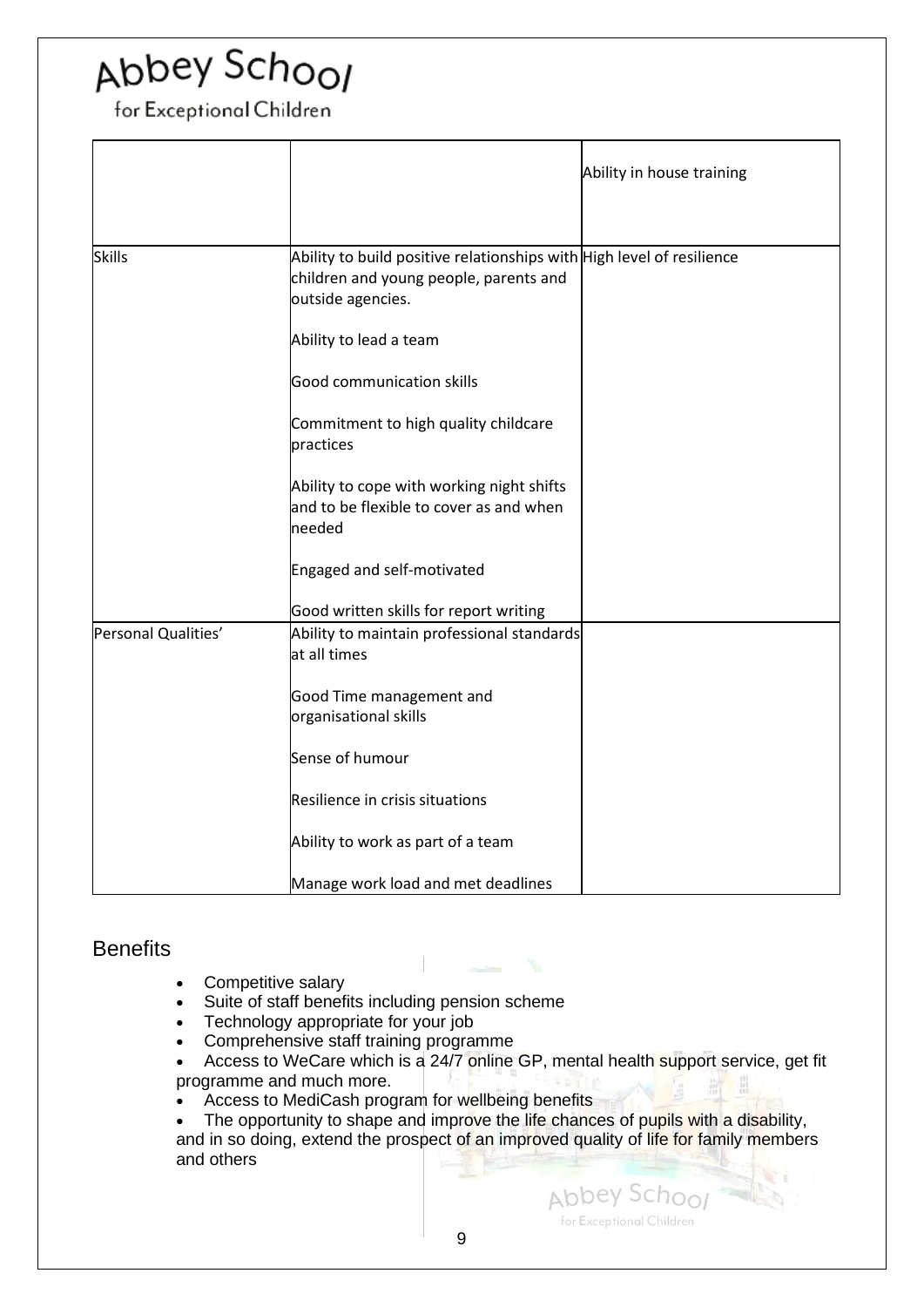| | | |
|---|---|---|
| | | Ability in house training |
| Skills | Ability to build positive relationships with children and young people, parents and outside agencies.<br><br>Ability to lead a team<br><br>Good communication skills<br><br>Commitment to high quality childcare practices<br><br>Ability to cope with working night shifts and to be flexible to cover as and when needed<br><br>Engaged and self-motivated<br><br>Good written skills for report writing | High level of resilience |
| Personal Qualities' | Ability to maintain professional standards at all times<br><br>Good Time management and organisational skills<br><br>Sense of humour<br><br>Resilience in crisis situations<br><br>Ability to work as part of a team<br><br>Manage work load and met deadlines | |

## Benefits

- Competitive salary
- Suite of staff benefits including pension scheme
- Technology appropriate for your job
- Comprehensive staff training programme
- Access to WeCare which is a 24/7 online GP, mental health support service, get fit programme and much more.
- Access to MediCash program for wellbeing benefits
- The opportunity to shape and improve the life chances of pupils with a disability, and in so doing, extend the prospect of an improved quality of life for family members and others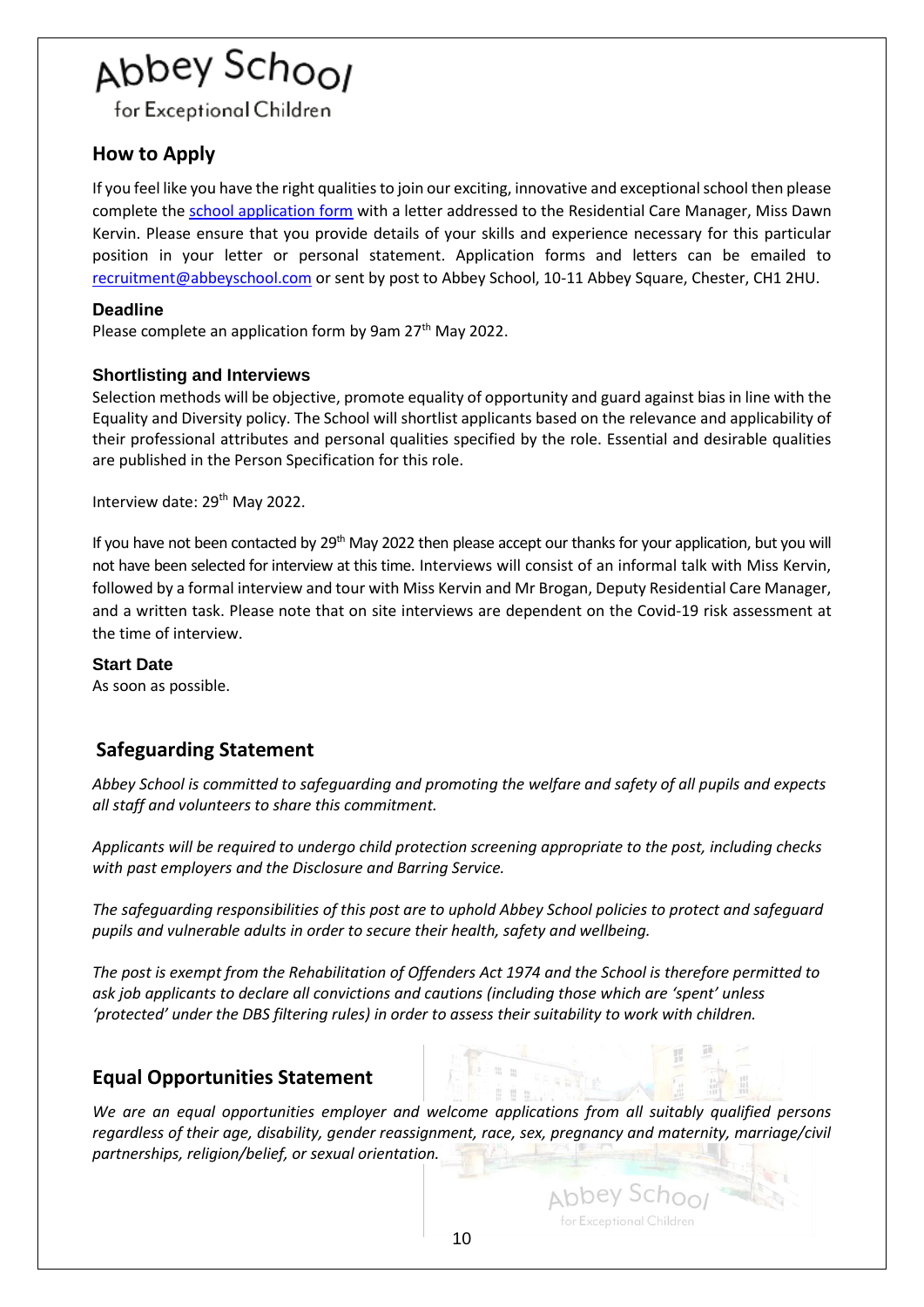# Abbey School

for Exceptional Children

## How to Apply

If you feel like you have the right qualities to join our exciting, innovative and exceptional school then please complete the school application form with a letter addressed to the Residential Care Manager, Miss Dawn Kervin. Please ensure that you provide details of your skills and experience necessary for this particular position in your letter or personal statement. Application forms and letters can be emailed to recruitment@abbeyschool.com or sent by post to Abbey School, 10-11 Abbey Square, Chester, CH1 2HU.

### Deadline

Please complete an application form by 9am 27th May 2022.

### Shortlisting and Interviews

Selection methods will be objective, promote equality of opportunity and guard against bias in line with the Equality and Diversity policy. The School will shortlist applicants based on the relevance and applicability of their professional attributes and personal qualities specified by the role. Essential and desirable qualities are published in the Person Specification for this role.

Interview date: 29th May 2022.

If you have not been contacted by 29th May 2022 then please accept our thanks for your application, but you will not have been selected for interview at this time. Interviews will consist of an informal talk with Miss Kervin, followed by a formal interview and tour with Miss Kervin and Mr Brogan, Deputy Residential Care Manager, and a written task. Please note that on site interviews are dependent on the Covid-19 risk assessment at the time of interview.

### Start Date

As soon as possible.

## Safeguarding Statement

*Abbey School is committed to safeguarding and promoting the welfare and safety of all pupils and expects all staff and volunteers to share this commitment.*

*Applicants will be required to undergo child protection screening appropriate to the post, including checks with past employers and the Disclosure and Barring Service.*

*The safeguarding responsibilities of this post are to uphold Abbey School policies to protect and safeguard pupils and vulnerable adults in order to secure their health, safety and wellbeing.*

*The post is exempt from the Rehabilitation of Offenders Act 1974 and the School is therefore permitted to ask job applicants to declare all convictions and cautions (including those which are 'spent' unless 'protected' under the DBS filtering rules) in order to assess their suitability to work with children.*

## Equal Opportunities Statement

*We are an equal opportunities employer and welcome applications from all suitably qualified persons regardless of their age, disability, gender reassignment, race, sex, pregnancy and maternity, marriage/civil partnerships, religion/belief, or sexual orientation.*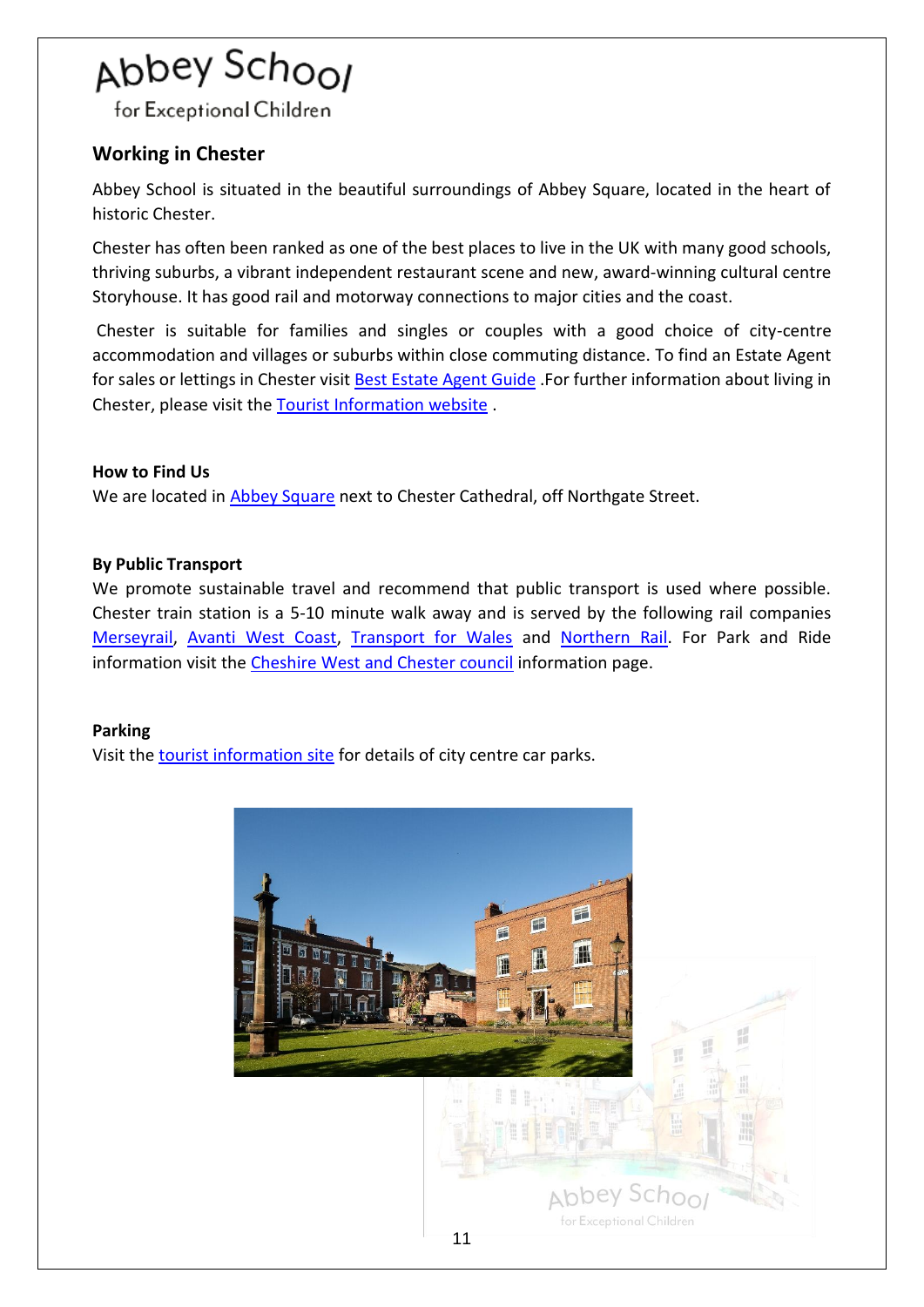# Abbey School

for Exceptional Children

## Working in Chester

Abbey School is situated in the beautiful surroundings of Abbey Square, located in the heart of historic Chester.

Chester has often been ranked as one of the best places to live in the UK with many good schools, thriving suburbs, a vibrant independent restaurant scene and new, award-winning cultural centre Storyhouse. It has good rail and motorway connections to major cities and the coast.

Chester is suitable for families and singles or couples with a good choice of city-centre accommodation and villages or suburbs within close commuting distance. To find an Estate Agent for sales or lettings in Chester visit Best Estate Agent Guide .For further information about living in Chester, please visit the Tourist Information website .

**How to Find Us**

We are located in Abbey Square next to Chester Cathedral, off Northgate Street.

**By Public Transport**

We promote sustainable travel and recommend that public transport is used where possible. Chester train station is a 5-10 minute walk away and is served by the following rail companies Merseyrail, Avanti West Coast, Transport for Wales and Northern Rail. For Park and Ride information visit the Cheshire West and Chester council information page.

**Parking**

Visit the tourist information site for details of city centre car parks.